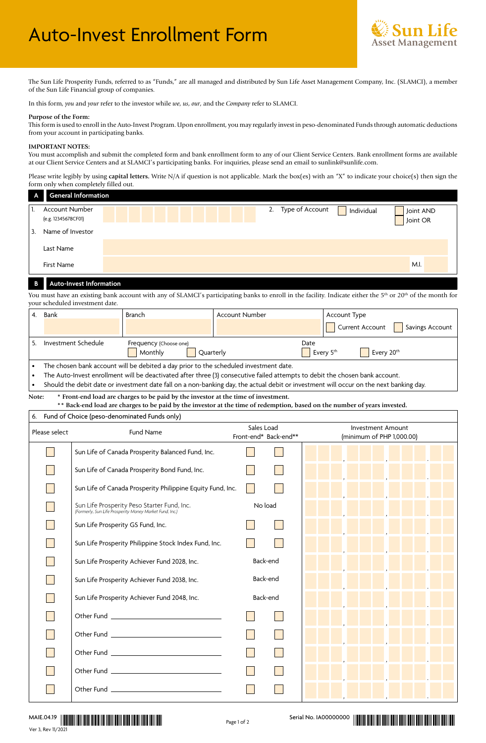# Auto-Invest Enrollment Form

**Sun Life Asset Management**

The Sun Life Prosperity Funds, referred to as "Funds," are all managed and distributed by Sun Life Asset Management Company, Inc. (SLAMCI), a member of the Sun Life Financial group of companies.

In this form, *you* and *your* refer to the investor while *we*, *us*, *our*, and the *Company* refer to SLAMCI.

**Purpose of the Form:**
This form is used to enroll in the Auto-Invest Program. Upon enrollment, you may regularly invest in peso-denominated Funds through automatic deductions from your account in participating banks.

**IMPORTANT NOTES:**
You must accomplish and submit the completed form and bank enrollment form to any of our Client Service Centers. Bank enrollment forms are available at our Client Service Centers and at SLAMCI's participating banks. For inquiries, please send an email to sunlink@sunlife.com.

Please write legibly by using **capital letters.** Write N/A if question is not applicable. Mark the box(es) with an "X" to indicate your choice(s) then sign the form only when completely filled out.

## A General Information

1. Account Number (e.g. 12345678CF01) ______________
2. Type of Account ☐ Individual ☐ Joint AND ☐ Joint OR
3. Name of Investor
   - Last Name ______________
   - First Name ______________ M.I. ____

## B Auto-Invest Information

You must have an existing bank account with any of SLAMCI's participating banks to enroll in the facility. Indicate either the 5th or 20th of the month for your scheduled investment date.

| 4. Bank | Branch | Account Number | Account Type |
|---|---|---|---|
| | | | ☐ Current Account ☐ Savings Account |

| 5. Investment Schedule | Frequency (Choose one) ☐ Monthly ☐ Quarterly | Date ☐ Every 5th ☐ Every 20th |
|---|---|---|

- The chosen bank account will be debited a day prior to the scheduled investment date.
- The Auto-Invest enrollment will be deactivated after three (3) consecutive failed attempts to debit the chosen bank account.
- Should the debit date or investment date fall on a non-banking day, the actual debit or investment will occur on the next banking day.

**Note:** **\* Front-end load are charges to be paid by the investor at the time of investment.**
**\*\* Back-end load are charges to be paid by the investor at the time of redemption, based on the number of years invested.**

6. Fund of Choice (peso-denominated Funds only)

| Please select | Fund Name | Sales Load Front-end* | Sales Load Back-end** | Investment Amount (minimum of PHP 1,000.00) |
|---|---|---|---|---|
| ☐ | Sun Life of Canada Prosperity Balanced Fund, Inc. | ☐ | ☐ | ___,___,___.__ |
| ☐ | Sun Life of Canada Prosperity Bond Fund, Inc. | ☐ | ☐ | ___,___,___.__ |
| ☐ | Sun Life of Canada Prosperity Philippine Equity Fund, Inc. | ☐ | ☐ | ___,___,___.__ |
| ☐ | Sun Life Prosperity Peso Starter Fund, Inc. (Formerly, Sun Life Prosperity Money Market Fund, Inc.) | No load | | ___,___,___.__ |
| ☐ | Sun Life Prosperity GS Fund, Inc. | ☐ | ☐ | ___,___,___.__ |
| ☐ | Sun Life Prosperity Philippine Stock Index Fund, Inc. | ☐ | ☐ | ___,___,___.__ |
| ☐ | Sun Life Prosperity Achiever Fund 2028, Inc. | Back-end | | ___,___,___.__ |
| ☐ | Sun Life Prosperity Achiever Fund 2038, Inc. | Back-end | | ___,___,___.__ |
| ☐ | Sun Life Prosperity Achiever Fund 2048, Inc. | Back-end | | ___,___,___.__ |
| ☐ | Other Fund ______________ | ☐ | ☐ | ___,___,___.__ |
| ☐ | Other Fund ______________ | ☐ | ☐ | ___,___,___.__ |
| ☐ | Other Fund ______________ | ☐ | ☐ | ___,___,___.__ |
| ☐ | Other Fund ______________ | ☐ | ☐ | ___,___,___.__ |
| ☐ | Other Fund ______________ | ☐ | ☐ | ___,___,___.__ |

MAIE.04.19
Ver 3, Rev 11/2021

Serial No. IA00000000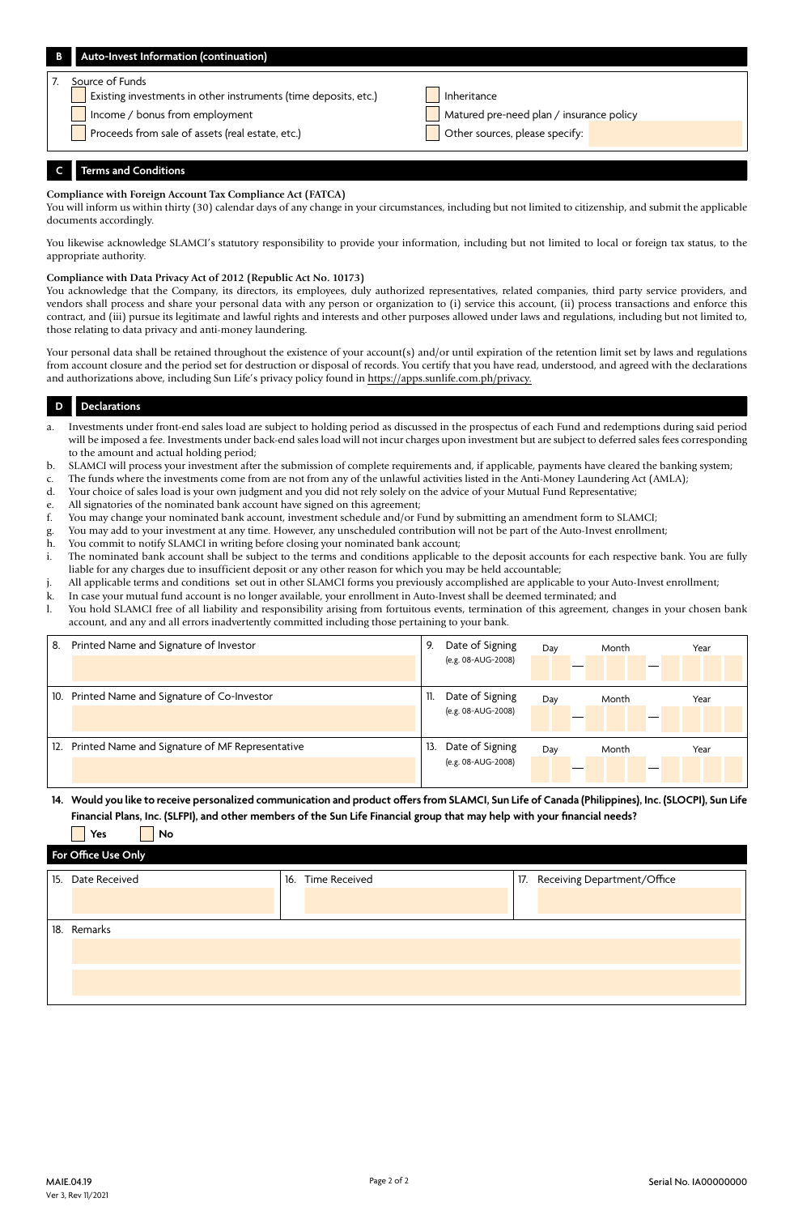## B Auto-Invest Information (continuation)

7. Source of Funds

- ☐ Existing investments in other instruments (time deposits, etc.)
- ☐ Income / bonus from employment
- ☐ Proceeds from sale of assets (real estate, etc.)
- ☐ Inheritance
- ☐ Matured pre-need plan / insurance policy
- ☐ Other sources, please specify:

## C Terms and Conditions

**Compliance with Foreign Account Tax Compliance Act (FATCA)**

You will inform us within thirty (30) calendar days of any change in your circumstances, including but not limited to citizenship, and submit the applicable documents accordingly.

You likewise acknowledge SLAMCI's statutory responsibility to provide your information, including but not limited to local or foreign tax status, to the appropriate authority.

**Compliance with Data Privacy Act of 2012 (Republic Act No. 10173)**

You acknowledge that the Company, its directors, its employees, duly authorized representatives, related companies, third party service providers, and vendors shall process and share your personal data with any person or organization to (i) service this account, (ii) process transactions and enforce this contract, and (iii) pursue its legitimate and lawful rights and interests and other purposes allowed under laws and regulations, including but not limited to, those relating to data privacy and anti-money laundering.

Your personal data shall be retained throughout the existence of your account(s) and/or until expiration of the retention limit set by laws and regulations from account closure and the period set for destruction or disposal of records. You certify that you have read, understood, and agreed with the declarations and authorizations above, including Sun Life's privacy policy found in https://apps.sunlife.com.ph/privacy.

## D Declarations

a. Investments under front-end sales load are subject to holding period as discussed in the prospectus of each Fund and redemptions during said period will be imposed a fee. Investments under back-end sales load will not incur charges upon investment but are subject to deferred sales fees corresponding to the amount and actual holding period;
b. SLAMCI will process your investment after the submission of complete requirements and, if applicable, payments have cleared the banking system;
c. The funds where the investments come from are not from any of the unlawful activities listed in the Anti-Money Laundering Act (AMLA);
d. Your choice of sales load is your own judgment and you did not rely solely on the advice of your Mutual Fund Representative;
e. All signatories of the nominated bank account have signed on this agreement;
f. You may change your nominated bank account, investment schedule and/or Fund by submitting an amendment form to SLAMCI;
g. You may add to your investment at any time. However, any unscheduled contribution will not be part of the Auto-Invest enrollment;
h. You commit to notify SLAMCI in writing before closing your nominated bank account;
i. The nominated bank account shall be subject to the terms and conditions applicable to the deposit accounts for each respective bank. You are fully liable for any charges due to insufficient deposit or any other reason for which you may be held accountable;
j. All applicable terms and conditions set out in other SLAMCI forms you previously accomplished are applicable to your Auto-Invest enrollment;
k. In case your mutual fund account is no longer available, your enrollment in Auto-Invest shall be deemed terminated; and
l. You hold SLAMCI free of all liability and responsibility arising from fortuitous events, termination of this agreement, changes in your chosen bank account, and any and all errors inadvertently committed including those pertaining to your bank.

| | |
|---|---|
| 8. Printed Name and Signature of Investor | 9. Date of Signing (e.g. 08-AUG-2008) Day __ – Month ___ – Year ___ |
| 10. Printed Name and Signature of Co-Investor | 11. Date of Signing (e.g. 08-AUG-2008) Day __ – Month ___ – Year ___ |
| 12. Printed Name and Signature of MF Representative | 13. Date of Signing (e.g. 08-AUG-2008) Day __ – Month ___ – Year ___ |

**14. Would you like to receive personalized communication and product offers from SLAMCI, Sun Life of Canada (Philippines), Inc. (SLOCPI), Sun Life Financial Plans, Inc. (SLFPI), and other members of the Sun Life Financial group that may help with your financial needs?**

☐ **Yes** ☐ **No**

## For Office Use Only

| 15. Date Received | 16. Time Received | 17. Receiving Department/Office |
|---|---|---|
| | | |

18. Remarks

MAIE.04.19
Ver 3, Rev 11/2021

Serial No. IA00000000